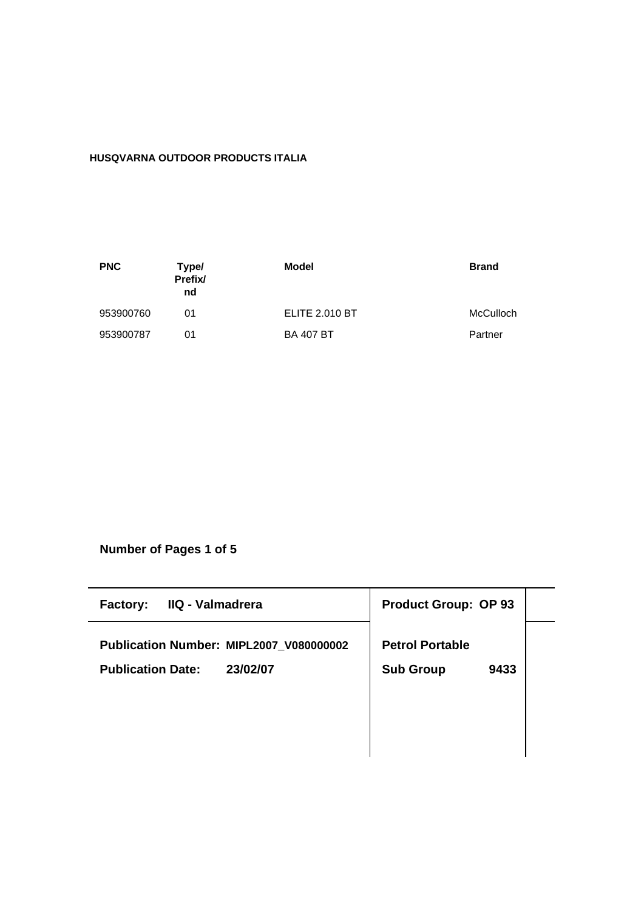**HUSQVARNA OUTDOOR PRODUCTS ITALIA**

| PNC | Type/ Prefix/ nd | Model | Brand |
|---|---|---|---|
| 953900760 | 01 | ELITE 2.010 BT | McCulloch |
| 953900787 | 01 | BA 407 BT | Partner |

**Number of Pages 1 of 5**

| **Factory: IIQ - Valmadrera** | **Product Group: OP 93** |
|---|---|
| **Publication Number: MIPL2007_V080000002** | **Petrol Portable** |
| **Publication Date: 23/02/07** | **Sub Group 9433** |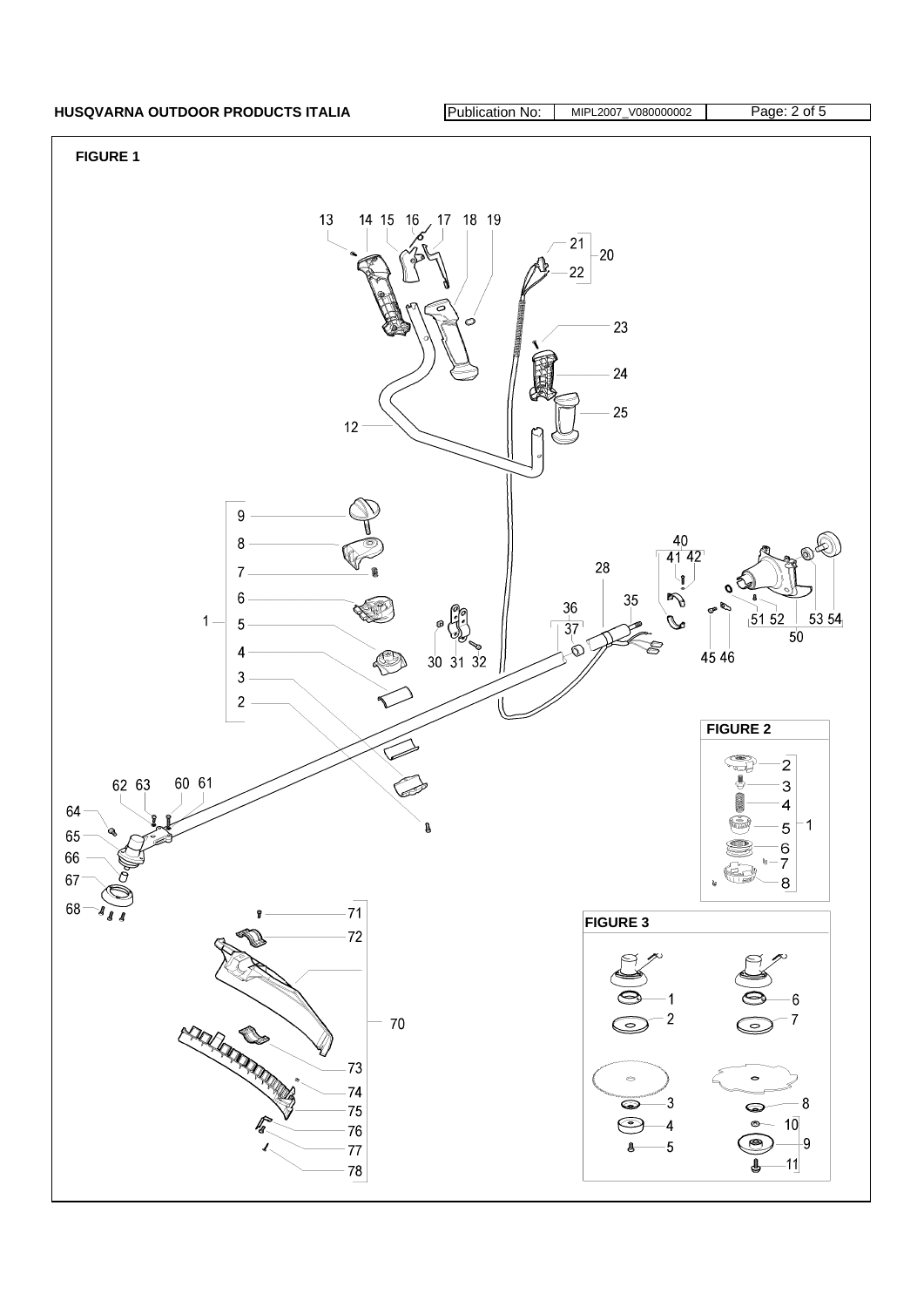**FIGURE 1**

13 14 15 16 17 18 19 21 20 22 23 24 25 12

1 9 8 7 6 5 4 3 2

40 41 42 28 36 37 35 30 31 32 50 51 52 53 54 45 46

62 63 60 61 64 65 66 67 68

71 72 70 73 74 75 76 77 78

**FIGURE 2**

2 3 4 5 1 6 7 8

**FIGURE 3**

1 2 3 4 5 6 7 8 10 9 11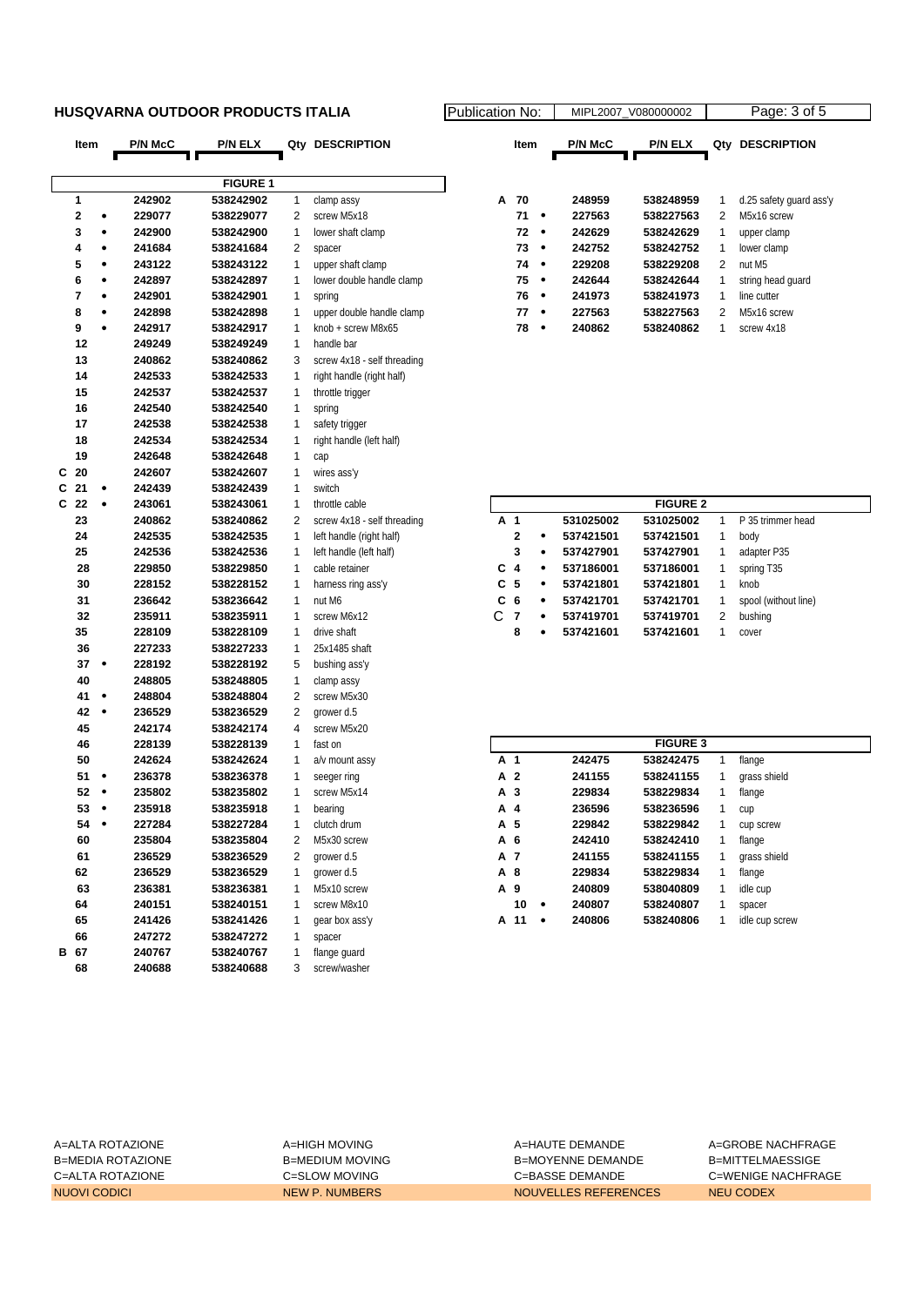**HUSQVARNA OUTDOOR PRODUCTS ITALIA**

Publication No: MIPL2007_V080000002

| | Item | | P/N McC | P/N ELX | Qty | DESCRIPTION |
|---|---|---|---|---|---|---|
| | | | | **FIGURE 1** | | |
| | 1 | | 242902 | 538242902 | 1 | clamp assy |
| | 2 | • | 229077 | 538229077 | 2 | screw M5x18 |
| | 3 | • | 242900 | 538242900 | 1 | lower shaft clamp |
| | 4 | • | 241684 | 538241684 | 2 | spacer |
| | 5 | • | 243122 | 538243122 | 1 | upper shaft clamp |
| | 6 | • | 242897 | 538242897 | 1 | lower double handle clamp |
| | 7 | • | 242901 | 538242901 | 1 | spring |
| | 8 | • | 242898 | 538242898 | 1 | upper double handle clamp |
| | 9 | • | 242917 | 538242917 | 1 | knob + screw M8x65 |
| | 12 | | 249249 | 538249249 | 1 | handle bar |
| | 13 | | 240862 | 538240862 | 3 | screw 4x18 - self threading |
| | 14 | | 242533 | 538242533 | 1 | right handle (right half) |
| | 15 | | 242537 | 538242537 | 1 | throttle trigger |
| | 16 | | 242540 | 538242540 | 1 | spring |
| | 17 | | 242538 | 538242538 | 1 | safety trigger |
| | 18 | | 242534 | 538242534 | 1 | right handle (left half) |
| | 19 | | 242648 | 538242648 | 1 | cap |
| C | 20 | | 242607 | 538242607 | 1 | wires ass'y |
| C | 21 | • | 242439 | 538242439 | 1 | switch |
| C | 22 | • | 243061 | 538243061 | 1 | throttle cable |
| | 23 | | 240862 | 538240862 | 2 | screw 4x18 - self threading |
| | 24 | | 242535 | 538242535 | 1 | left handle (right half) |
| | 25 | | 242536 | 538242536 | 1 | left handle (left half) |
| | 28 | | 229850 | 538229850 | 1 | cable retainer |
| | 30 | | 228152 | 538228152 | 1 | harness ring ass'y |
| | 31 | | 236642 | 538236642 | 1 | nut M6 |
| | 32 | | 235911 | 538235911 | 1 | screw M6x12 |
| | 35 | | 228109 | 538228109 | 1 | drive shaft |
| | 36 | | 227233 | 538227233 | 1 | 25x1485 shaft |
| | 37 | • | 228192 | 538228192 | 5 | bushing ass'y |
| | 40 | | 248805 | 538248805 | 1 | clamp assy |
| | 41 | • | 248804 | 538248804 | 2 | screw M5x30 |
| | 42 | • | 236529 | 538236529 | 2 | grower d.5 |
| | 45 | | 242174 | 538242174 | 4 | screw M5x20 |
| | 46 | | 228139 | 538228139 | 1 | fast on |
| | 50 | | 242624 | 538242624 | 1 | a/v mount assy |
| | 51 | • | 236378 | 538236378 | 1 | seeger ring |
| | 52 | • | 235802 | 538235802 | 1 | screw M5x14 |
| | 53 | • | 235918 | 538235918 | 1 | bearing |
| | 54 | • | 227284 | 538227284 | 1 | clutch drum |
| | 60 | | 235804 | 538235804 | 2 | M5x30 screw |
| | 61 | | 236529 | 538236529 | 2 | grower d.5 |
| | 62 | | 236529 | 538236529 | 1 | grower d.5 |
| | 63 | | 236381 | 538236381 | 1 | M5x10 screw |
| | 64 | | 240151 | 538240151 | 1 | screw M8x10 |
| | 65 | | 241426 | 538241426 | 1 | gear box ass'y |
| | 66 | | 247272 | 538247272 | 1 | spacer |
| B | 67 | | 240767 | 538240767 | 1 | flange guard |
| | 68 | | 240688 | 538240688 | 3 | screw/washer |
| A | 70 | | 248959 | 538248959 | 1 | d.25 safety guard ass'y |
| | 71 | • | 227563 | 538227563 | 2 | M5x16 screw |
| | 72 | • | 242629 | 538242629 | 1 | upper clamp |
| | 73 | • | 242752 | 538242752 | 1 | lower clamp |
| | 74 | • | 229208 | 538229208 | 2 | nut M5 |
| | 75 | • | 242644 | 538242644 | 1 | string head guard |
| | 76 | • | 241973 | 538241973 | 1 | line cutter |
| | 77 | • | 227563 | 538227563 | 2 | M5x16 screw |
| | 78 | • | 240862 | 538240862 | 1 | screw 4x18 |

| | Item | | P/N McC | P/N ELX | Qty | DESCRIPTION |
|---|---|---|---|---|---|---|
| | | | | **FIGURE 2** | | |
| A | 1 | | 531025002 | 531025002 | 1 | P 35 trimmer head |
| | 2 | • | 537421501 | 537421501 | 1 | body |
| | 3 | • | 537427901 | 537427901 | 1 | adapter P35 |
| C | 4 | • | 537186001 | 537186001 | 1 | spring T35 |
| C | 5 | • | 537421801 | 537421801 | 1 | knob |
| C | 6 | • | 537421701 | 537421701 | 1 | spool (without line) |
| C | 7 | • | 537419701 | 537419701 | 2 | bushing |
| | 8 | • | 537421601 | 537421601 | 1 | cover |

| | Item | | P/N McC | P/N ELX | Qty | DESCRIPTION |
|---|---|---|---|---|---|---|
| | | | | **FIGURE 3** | | |
| A | 1 | | 242475 | 538242475 | 1 | flange |
| A | 2 | | 241155 | 538241155 | 1 | grass shield |
| A | 3 | | 229834 | 538229834 | 1 | flange |
| A | 4 | | 236596 | 538236596 | 1 | cup |
| A | 5 | | 229842 | 538229842 | 1 | cup screw |
| A | 6 | | 242410 | 538242410 | 1 | flange |
| A | 7 | | 241155 | 538241155 | 1 | grass shield |
| A | 8 | | 229834 | 538229834 | 1 | flange |
| A | 9 | | 240809 | 538040809 | 1 | idle cup |
| | 10 | • | 240807 | 538240807 | 1 | spacer |
| A | 11 | • | 240806 | 538240806 | 1 | idle cup screw |

| | | | |
|---|---|---|---|
| A=ALTA ROTAZIONE | A=HIGH MOVING | A=HAUTE DEMANDE | A=GROBE NACHFRAGE |
| B=MEDIA ROTAZIONE | B=MEDIUM MOVING | B=MOYENNE DEMANDE | B=MITTELMAESSIGE |
| C=ALTA ROTAZIONE | C=SLOW MOVING | C=BASSE DEMANDE | C=WENIGE NACHFRAGE |
| NUOVI CODICI | NEW P. NUMBERS | NOUVELLES REFERENCES | NEU CODEX |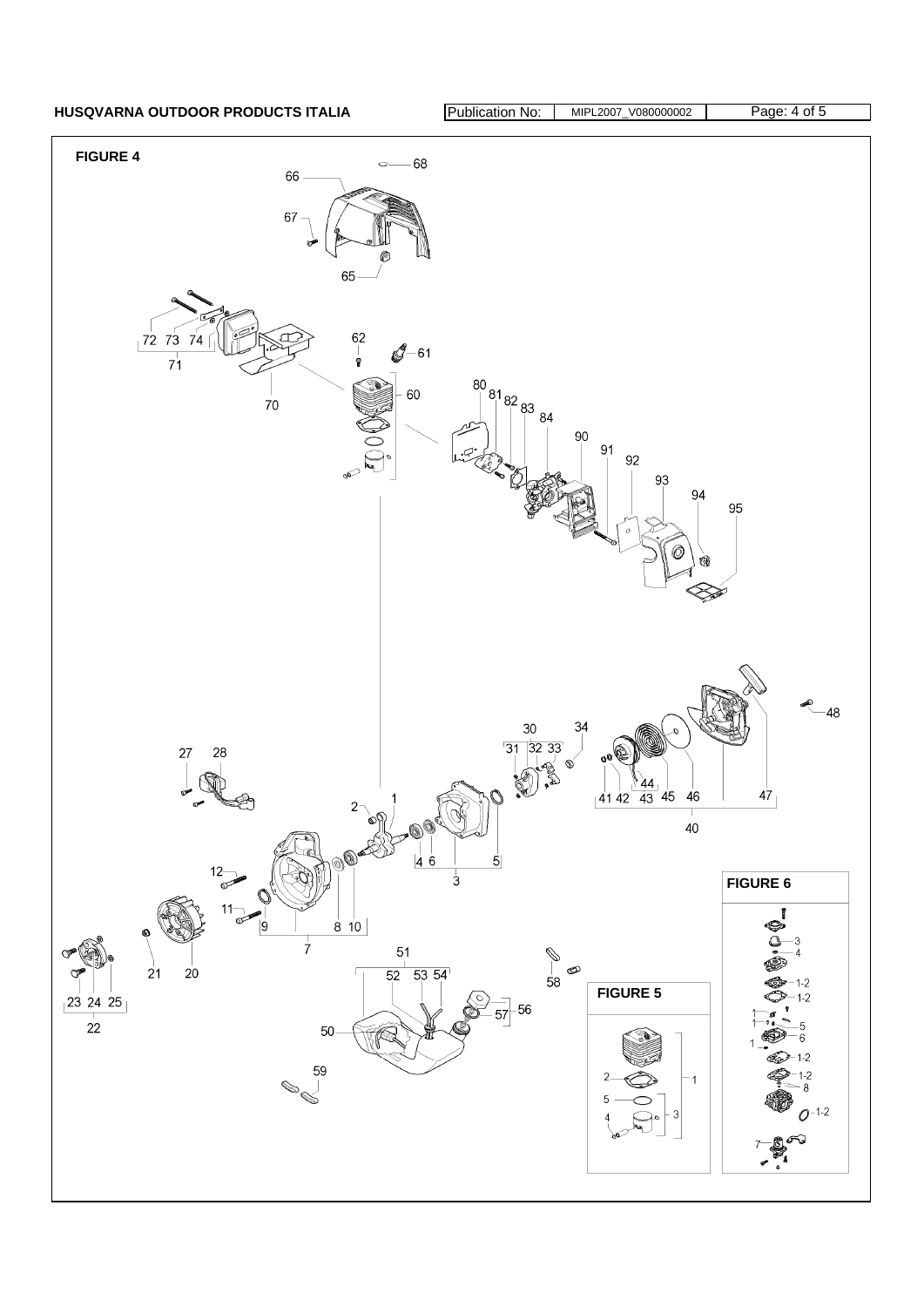**FIGURE 4**

**FIGURE 5**

**FIGURE 6**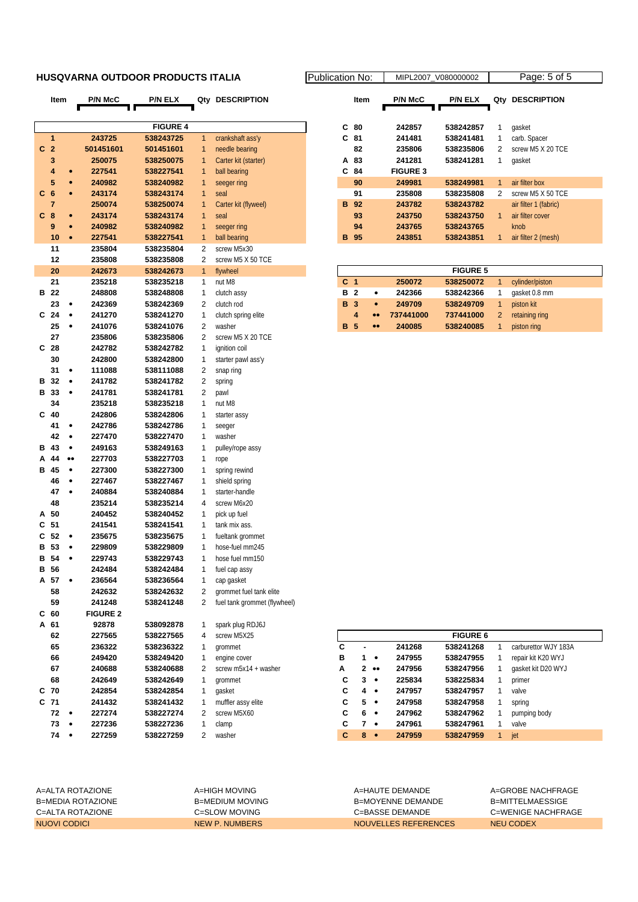# HUSQVARNA OUTDOOR PRODUCTS ITALIA

Publication No: MIPL2007_V080000002

| | Item | | P/N McC | P/N ELX | Qty | DESCRIPTION |
|---|---|---|---|---|---|---|
| | | | | FIGURE 4 | | |
| | 1 | | 243725 | 538243725 | 1 | crankshaft ass'y |
| C | 2 | | 501451601 | 501451601 | 1 | needle bearing |
| | 3 | | 250075 | 538250075 | 1 | Carter kit (starter) |
| | 4 | • | 227541 | 538227541 | 1 | ball bearing |
| | 5 | • | 240982 | 538240982 | 1 | seeger ring |
| C | 6 | • | 243174 | 538243174 | 1 | seal |
| | 7 | | 250074 | 538250074 | 1 | Carter kit (flyweel) |
| C | 8 | • | 243174 | 538243174 | 1 | seal |
| | 9 | • | 240982 | 538240982 | 1 | seeger ring |
| | 10 | • | 227541 | 538227541 | 1 | ball bearing |
| | 11 | | 235804 | 538235804 | 2 | screw M5x30 |
| | 12 | | 235808 | 538235808 | 2 | screw M5 X 50 TCE |
| | 20 | | 242673 | 538242673 | 1 | flywheel |
| | 21 | | 235218 | 538235218 | 1 | nut M8 |
| B | 22 | | 248808 | 538248808 | 1 | clutch assy |
| | 23 | • | 242369 | 538242369 | 2 | clutch rod |
| C | 24 | • | 241270 | 538241270 | 1 | clutch spring elite |
| | 25 | • | 241076 | 538241076 | 2 | washer |
| | 27 | | 235806 | 538235806 | 2 | screw M5 X 20 TCE |
| C | 28 | | 242782 | 538242782 | 1 | ignition coil |
| | 30 | | 242800 | 538242800 | 1 | starter pawl ass'y |
| | 31 | • | 111088 | 538111088 | 2 | snap ring |
| B | 32 | • | 241782 | 538241782 | 2 | spring |
| B | 33 | • | 241781 | 538241781 | 2 | pawl |
| | 34 | | 235218 | 538235218 | 1 | nut M8 |
| C | 40 | | 242806 | 538242806 | 1 | starter assy |
| | 41 | • | 242786 | 538242786 | 1 | seeger |
| | 42 | • | 227470 | 538227470 | 1 | washer |
| B | 43 | • | 249163 | 538249163 | 1 | pulley/rope assy |
| A | 44 | •• | 227703 | 538227703 | 1 | rope |
| B | 45 | • | 227300 | 538227300 | 1 | spring rewind |
| | 46 | • | 227467 | 538227467 | 1 | shield spring |
| | 47 | • | 240884 | 538240884 | 1 | starter-handle |
| | 48 | | 235214 | 538235214 | 4 | screw M6x20 |
| A | 50 | | 240452 | 538240452 | 1 | pick up fuel |
| C | 51 | | 241541 | 538241541 | 1 | tank mix ass. |
| C | 52 | • | 235675 | 538235675 | 1 | fueltank grommet |
| B | 53 | • | 229809 | 538229809 | 1 | hose-fuel mm245 |
| B | 54 | • | 229743 | 538229743 | 1 | hose fuel mm150 |
| B | 56 | | 242484 | 538242484 | 1 | fuel cap assy |
| A | 57 | • | 236564 | 538236564 | 1 | cap gasket |
| | 58 | | 242632 | 538242632 | 2 | grommet fuel tank elite |
| | 59 | | 241248 | 538241248 | 2 | fuel tank grommet (flywheel) |
| C | 60 | | FIGURE 2 | | | |
| A | 61 | | 92878 | 538092878 | 1 | spark plug RDJ6J |
| | 62 | | 227565 | 538227565 | 4 | screw M5X25 |
| | 65 | | 236322 | 538236322 | 1 | grommet |
| | 66 | | 249420 | 538249420 | 1 | engine cover |
| | 67 | | 240688 | 538240688 | 2 | screw m5x14 + washer |
| | 68 | | 242649 | 538242649 | 1 | grommet |
| C | 70 | | 242854 | 538242854 | 1 | gasket |
| C | 71 | | 241432 | 538241432 | 1 | muffler assy elite |
| | 72 | • | 227274 | 538227274 | 2 | screw M5X60 |
| | 73 | • | 227236 | 538227236 | 1 | clamp |
| | 74 | • | 227259 | 538227259 | 2 | washer |
| C | 80 | | 242857 | 538242857 | 1 | gasket |
| C | 81 | | 241481 | 538241481 | 1 | carb. Spacer |
| | 82 | | 235806 | 538235806 | 2 | screw M5 X 20 TCE |
| A | 83 | | 241281 | 538241281 | 1 | gasket |
| C | 84 | | FIGURE 3 | | | |
| | 90 | | 249981 | 538249981 | 1 | air filter box |
| | 91 | | 235808 | 538235808 | 2 | screw M5 X 50 TCE |
| B | 92 | | 243782 | 538243782 | | air filter 1 (fabric) |
| | 93 | | 243750 | 538243750 | 1 | air filter cover |
| | 94 | | 243765 | 538243765 | | knob |
| B | 95 | | 243851 | 538243851 | 1 | air filter 2 (mesh) |

| | Item | | P/N McC | P/N ELX | Qty | DESCRIPTION |
|---|---|---|---|---|---|---|
| | | | | FIGURE 5 | | |
| C | 1 | | 250072 | 538250072 | 1 | cylinder/piston |
| B | 2 | • | 242366 | 538242366 | 1 | gasket 0.8 mm |
| B | 3 | • | 249709 | 538249709 | 1 | piston kit |
| | 4 | •• | 737441000 | 737441000 | 2 | retaining ring |
| B | 5 | •• | 240085 | 538240085 | 1 | piston ring |

| | Item | | P/N McC | P/N ELX | Qty | DESCRIPTION |
|---|---|---|---|---|---|---|
| | | | | FIGURE 6 | | |
| C | - | | 241268 | 538241268 | 1 | carburettor WJY 183A |
| B | 1 | • | 247955 | 538247955 | 1 | repair kit K20 WYJ |
| A | 2 | •• | 247956 | 538247956 | 1 | gasket kit D20 WYJ |
| C | 3 | • | 225834 | 538225834 | 1 | primer |
| C | 4 | • | 247957 | 538247957 | 1 | valve |
| C | 5 | • | 247958 | 538247958 | 1 | spring |
| C | 6 | • | 247962 | 538247962 | 1 | pumping body |
| C | 7 | • | 247961 | 538247961 | 1 | valve |
| C | 8 | • | 247959 | 538247959 | 1 | jet |

| | | | |
|---|---|---|---|
| A=ALTA ROTAZIONE | A=HIGH MOVING | A=HAUTE DEMANDE | A=GROBE NACHFRAGE |
| B=MEDIA ROTAZIONE | B=MEDIUM MOVING | B=MOYENNE DEMANDE | B=MITTELMAESSIGE |
| C=ALTA ROTAZIONE | C=SLOW MOVING | C=BASSE DEMANDE | C=WENIGE NACHFRAGE |
| NUOVI CODICI | NEW P. NUMBERS | NOUVELLES REFERENCES | NEU CODEX |